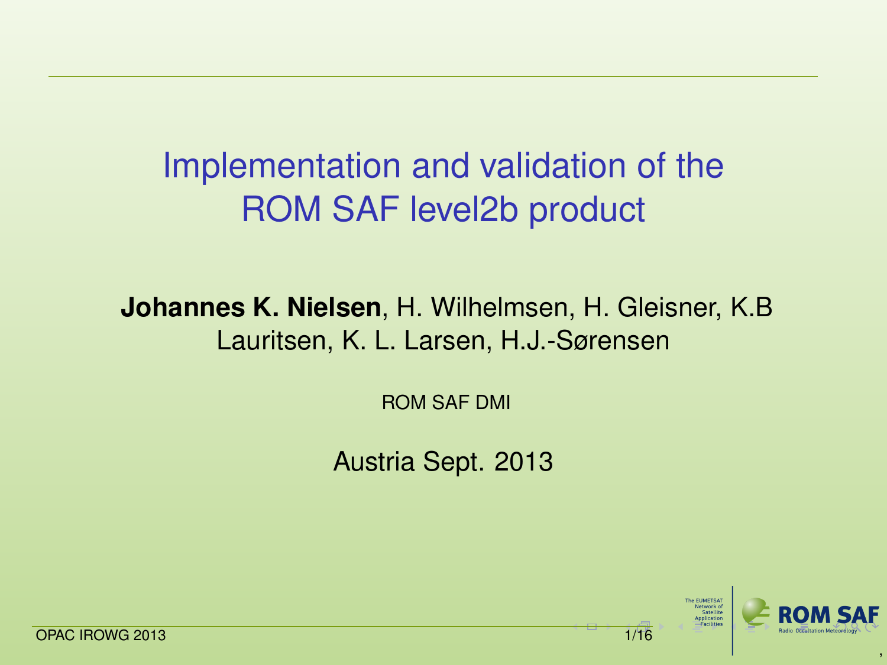# Implementation and validation of the ROM SAF level2b product

**Johannes K. Nielsen**, H. Wilhelmsen, H. Gleisner, K.B Lauritsen, K. L. Larsen, H.J.-Sørensen

ROM SAF DMI

Austria Sept. 2013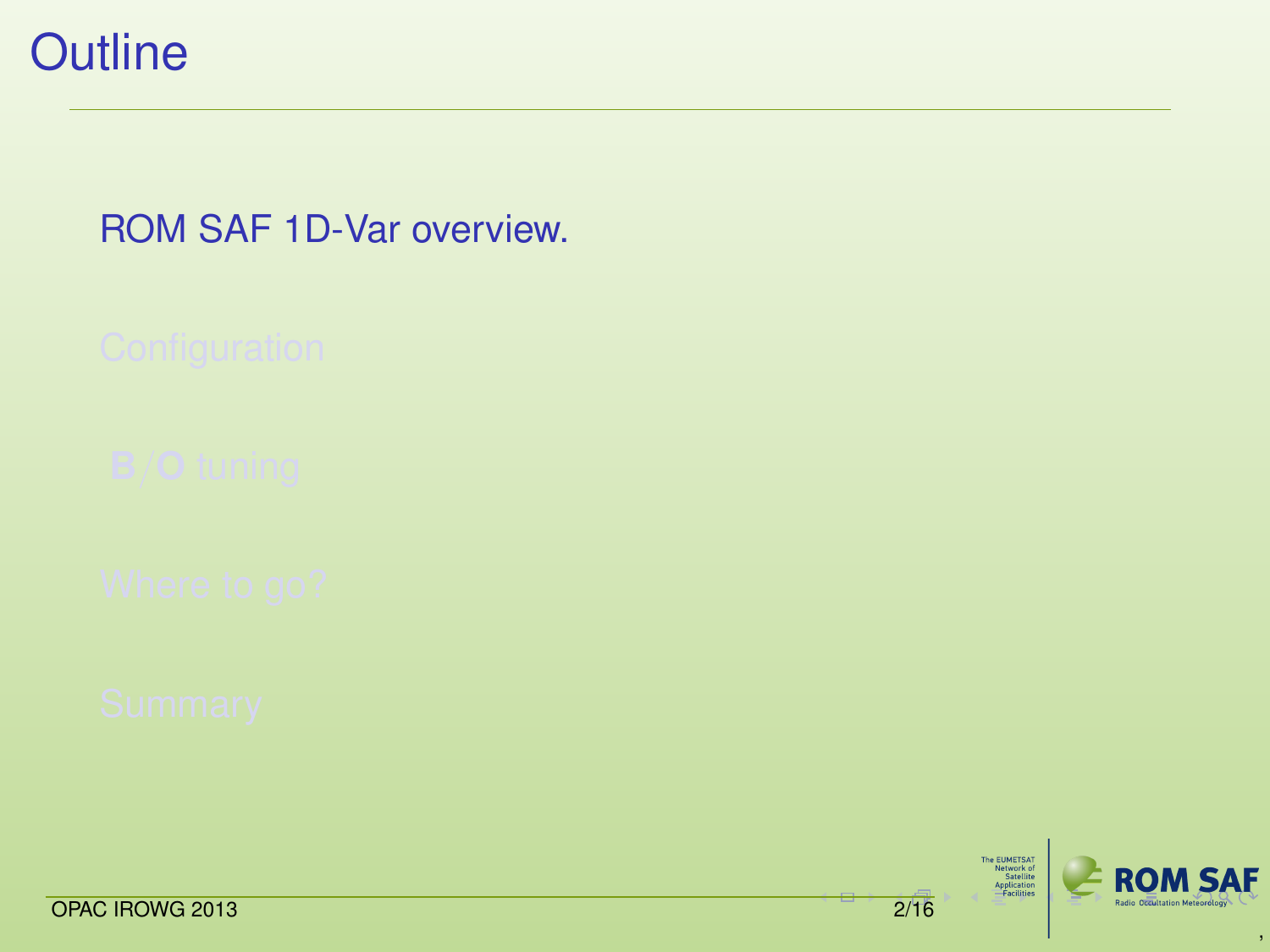# Outline

- ROM SAF 1D-Var overview.
- Configuration
- **B**/**O** tuning
- Where to go?
- Summary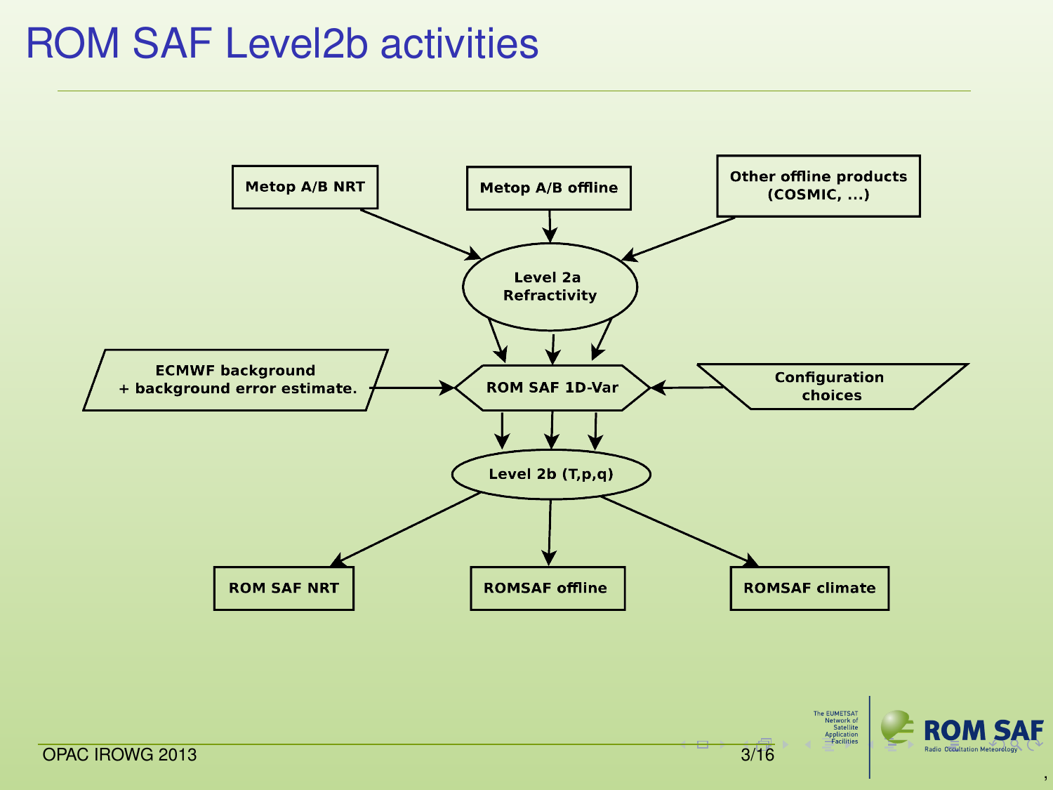# ROM SAF Level2b activities

Metop A/B NRT

Metop A/B offline

Other offline products (COSMIC, ...)

Level 2a Refractivity

ECMWF background + background error estimate.

ROM SAF 1D-Var

Configuration choices

Level 2b (T,p,q)

ROM SAF NRT

ROMSAF offline

ROMSAF climate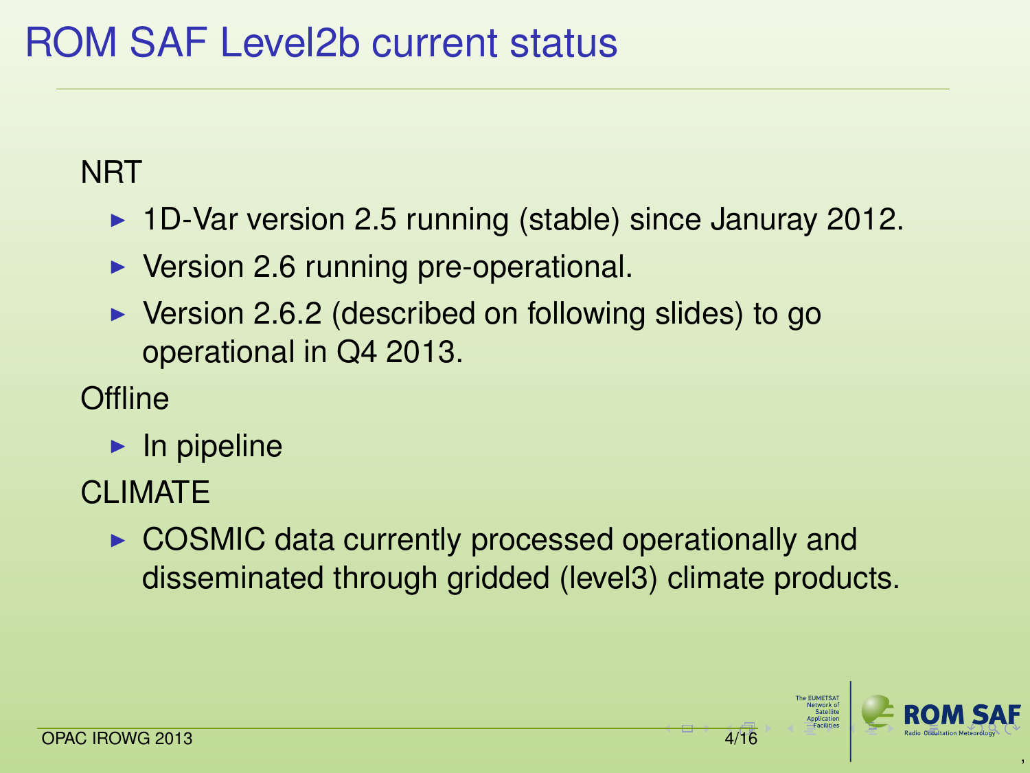# ROM SAF Level2b current status

NRT

- 1D-Var version 2.5 running (stable) since Januray 2012.
- Version 2.6 running pre-operational.
- Version 2.6.2 (described on following slides) to go operational in Q4 2013.

Offline

- In pipeline

CLIMATE

- COSMIC data currently processed operationally and disseminated through gridded (level3) climate products.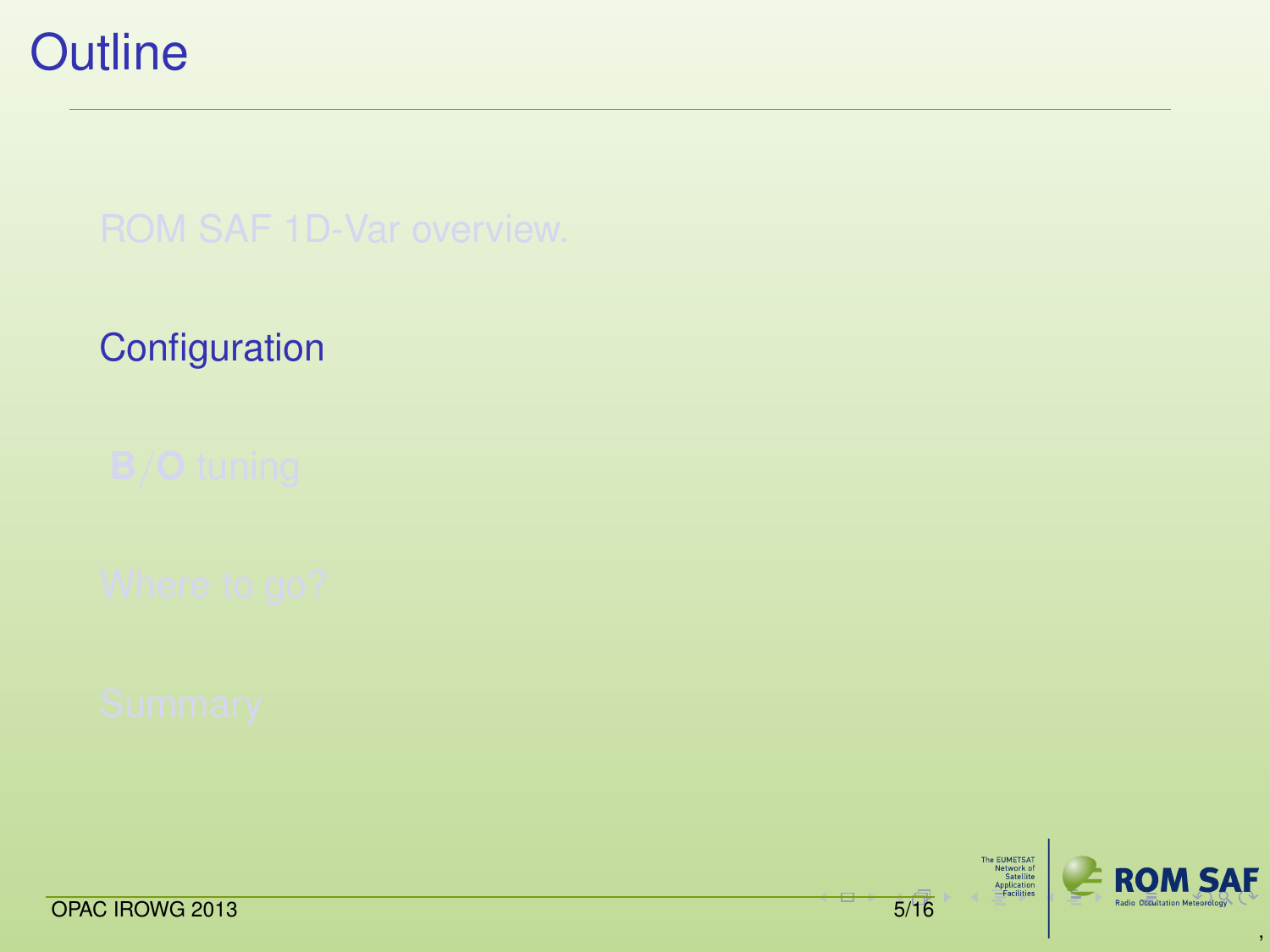# Outline

- ROM SAF 1D-Var overview.
- Configuration
- **B**/**O** tuning
- Where to go?
- Summary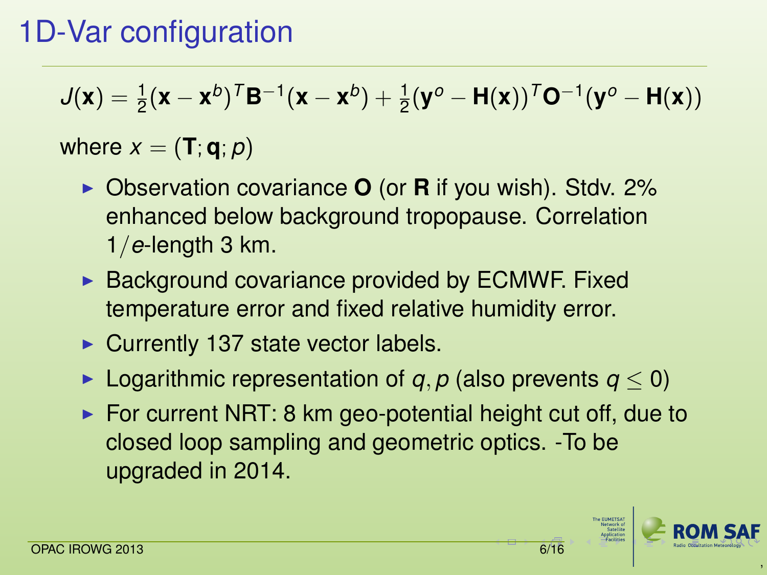# 1D-Var configuration

$$J(\mathbf{x}) = \frac{1}{2}(\mathbf{x} - \mathbf{x}^b)^T \mathbf{B}^{-1}(\mathbf{x} - \mathbf{x}^b) + \frac{1}{2}(\mathbf{y}^o - \mathbf{H}(\mathbf{x}))^T \mathbf{O}^{-1}(\mathbf{y}^o - \mathbf{H}(\mathbf{x}))$$

where $x = (\mathbf{T}; \mathbf{q}; p)$

- Observation covariance **O** (or **R** if you wish). Stdv. 2% enhanced below background tropopause. Correlation $1/e$-length 3 km.
- Background covariance provided by ECMWF. Fixed temperature error and fixed relative humidity error.
- Currently 137 state vector labels.
- Logarithmic representation of $q, p$ (also prevents $q \leq 0$)
- For current NRT: 8 km geo-potential height cut off, due to closed loop sampling and geometric optics. -To be upgraded in 2014.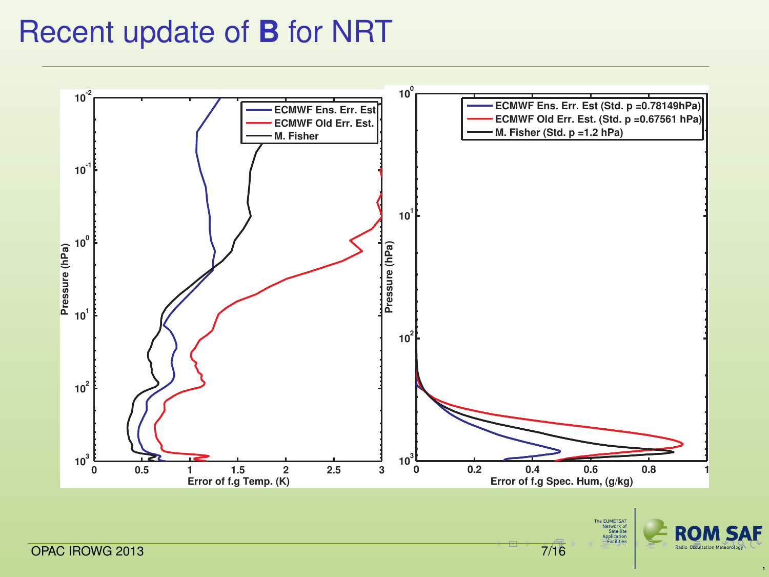# Recent update of **B** for NRT

**Left plot:** Pressure (hPa) vs. Error of f.g Temp. (K)

- ECMWF Ens. Err. Est
- ECMWF Old Err. Est.
- M. Fisher

**Right plot:** Pressure (hPa) vs. Error of f.g Spec. Hum, (g/kg)

- ECMWF Ens. Err. Est (Std. p =0.78149hPa)
- ECMWF Old Err. Est. (Std. p =0.67561 hPa)
- M. Fisher (Std. p =1.2 hPa)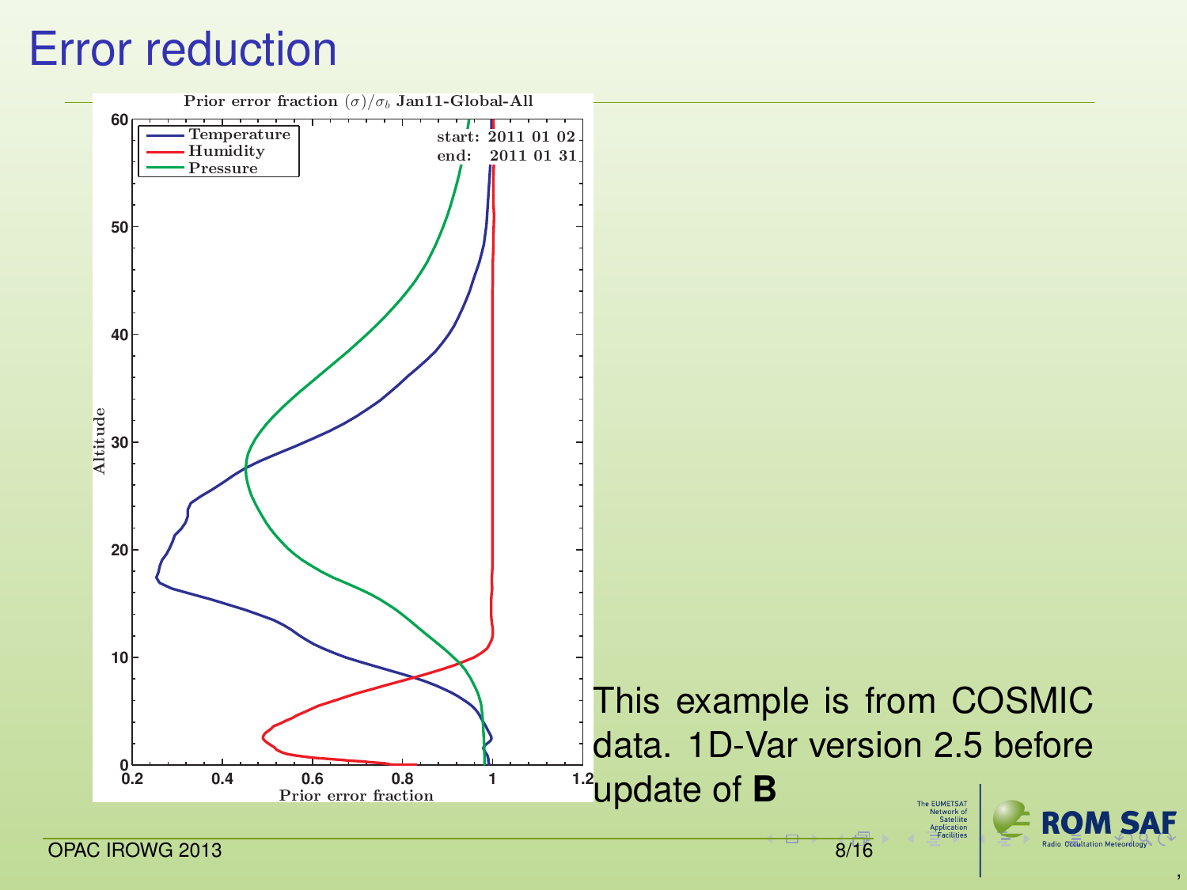# Error reduction

Prior error fraction $(\sigma)/\sigma_b$ Jan11-Global-All

Temperature
Humidity
Pressure

start: 2011 01 02
end: 2011 01 31

Altitude

Prior error fraction

This example is from COSMIC data. 1D-Var version 2.5 before update of **B**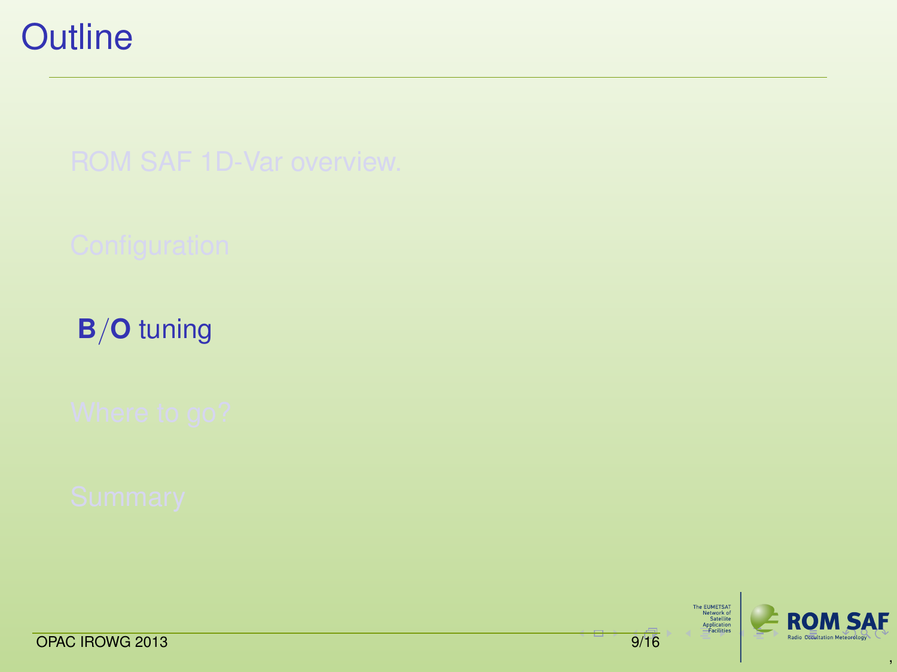# Outline

- ROM SAF 1D-Var overview.
- Configuration
- **B**/**O** tuning
- Where to go?
- Summary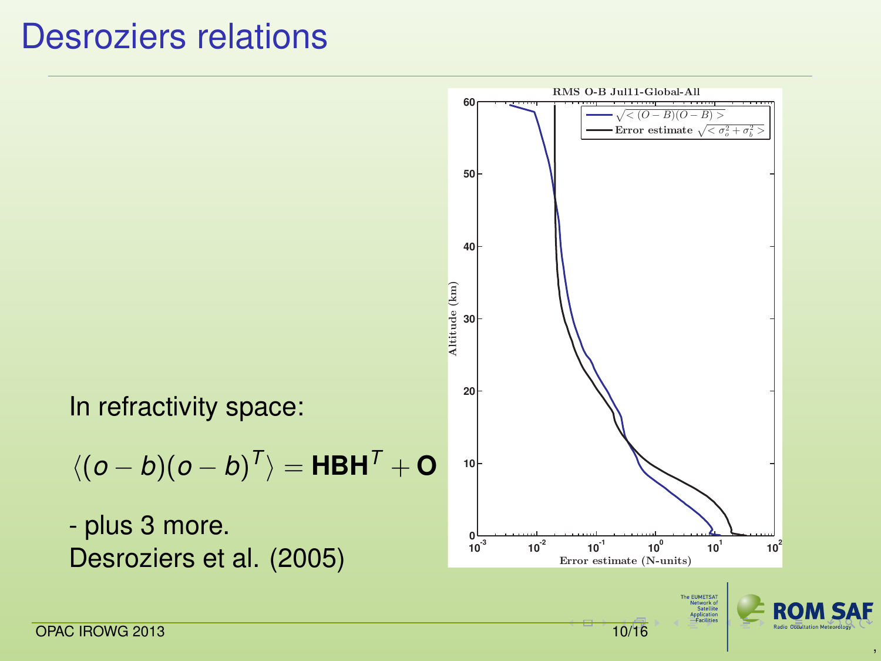# Desroziers relations

In refractivity space:

$$\langle (o-b)(o-b)^T \rangle = \mathbf{HBH}^T + \mathbf{O}$$

- plus 3 more.

Desroziers et al. (2005)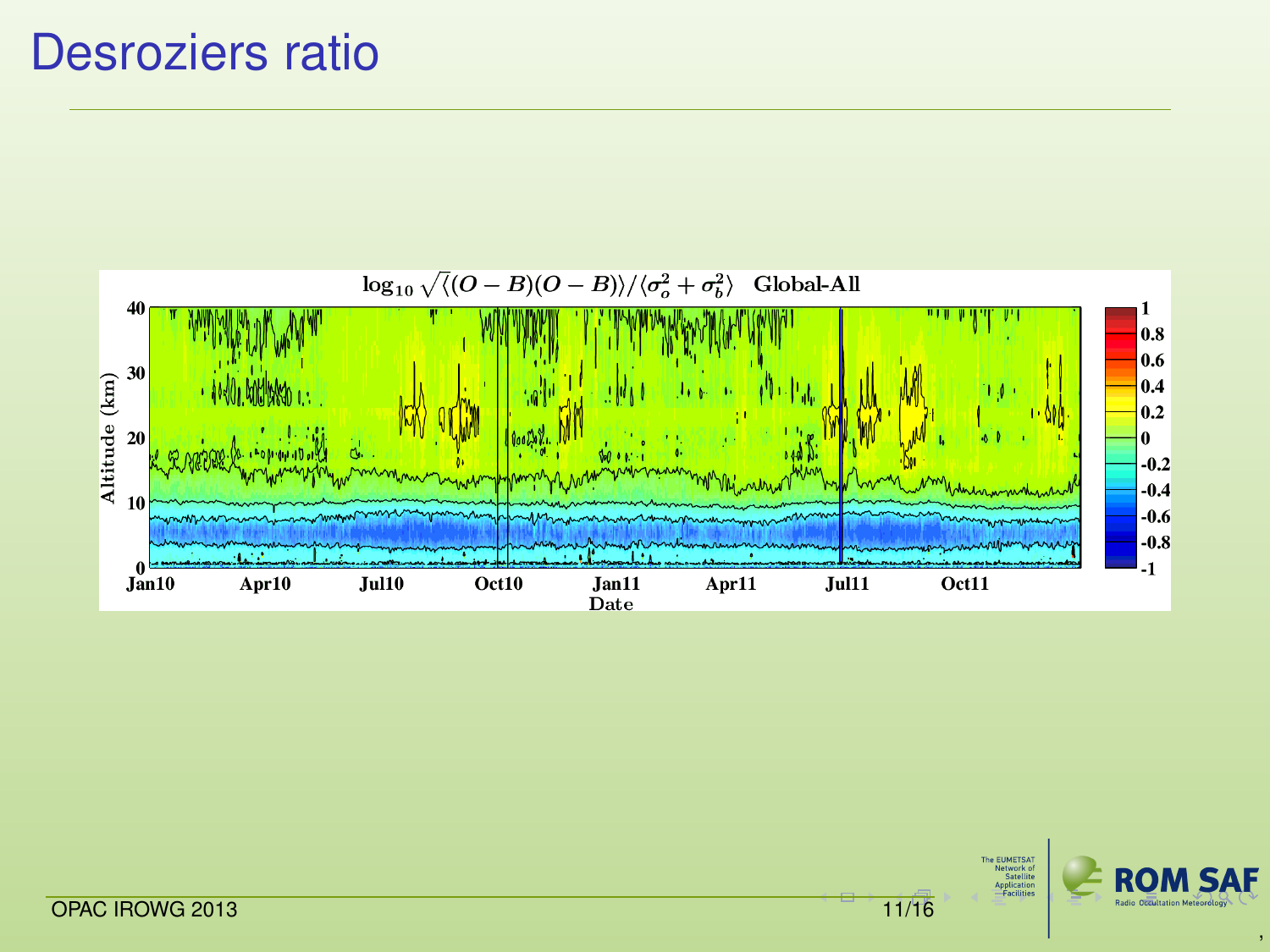# Desroziers ratio

$\log_{10} \sqrt{\langle (O-B)(O-B) \rangle / \langle \sigma_o^2 + \sigma_b^2 \rangle}$ Global-All

Altitude (km): 0, 10, 20, 30, 40

Date: Jan10, Apr10, Jul10, Oct10, Jan11, Apr11, Jul11, Oct11

Colour scale: 1, 0.8, 0.6, 0.4, 0.2, 0, -0.2, -0.4, -0.6, -0.8, -1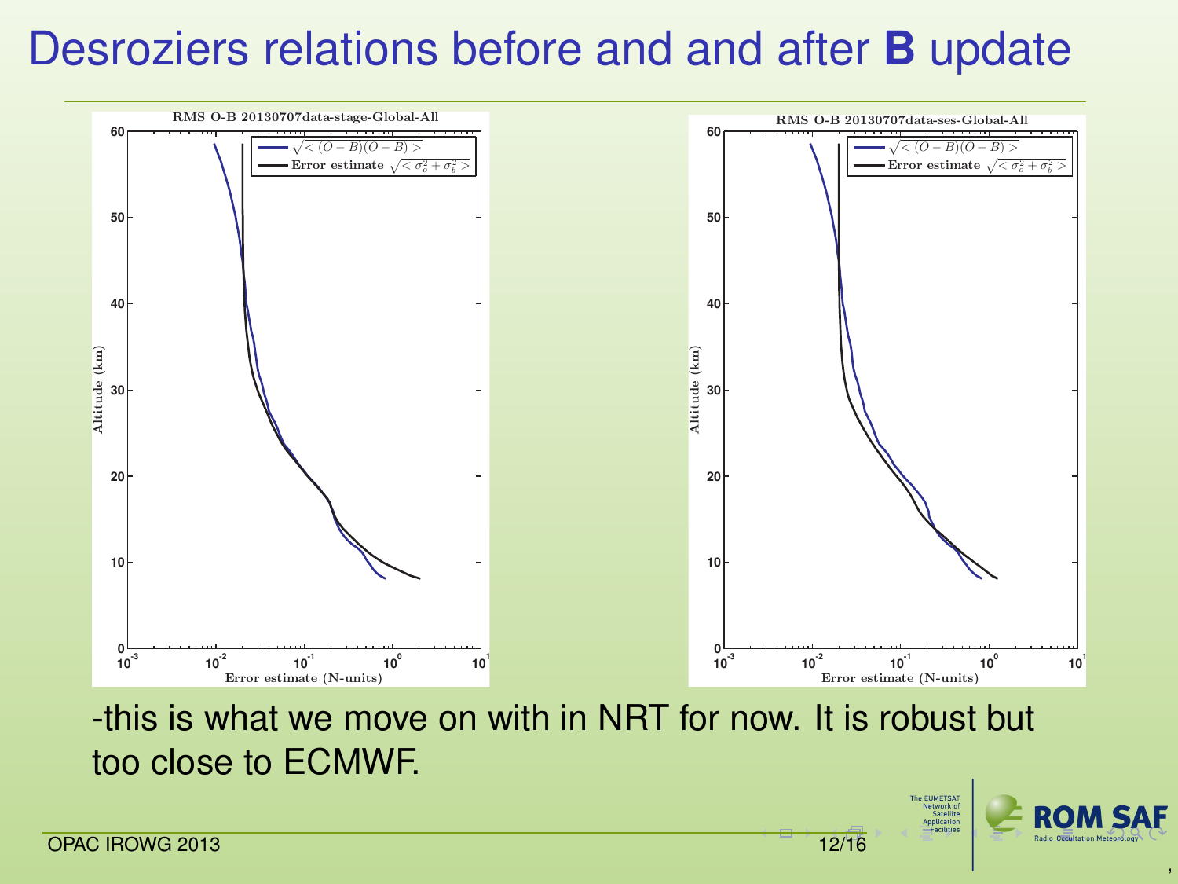# Desroziers relations before and and after **B** update

-this is what we move on with in NRT for now. It is robust but too close to ECMWF.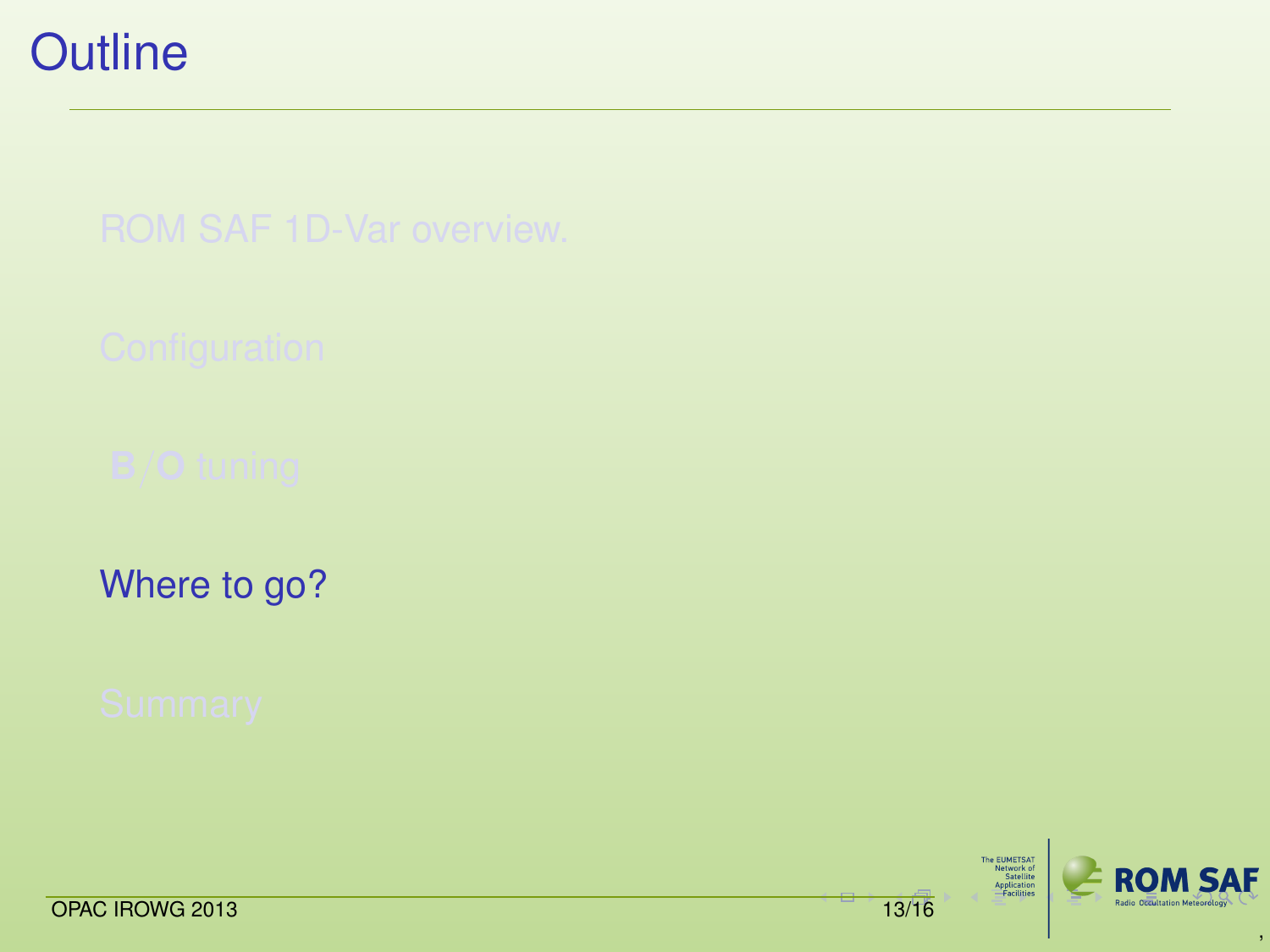# Outline

- ROM SAF 1D-Var overview.
- Configuration
- **B**/**O** tuning
- Where to go?
- Summary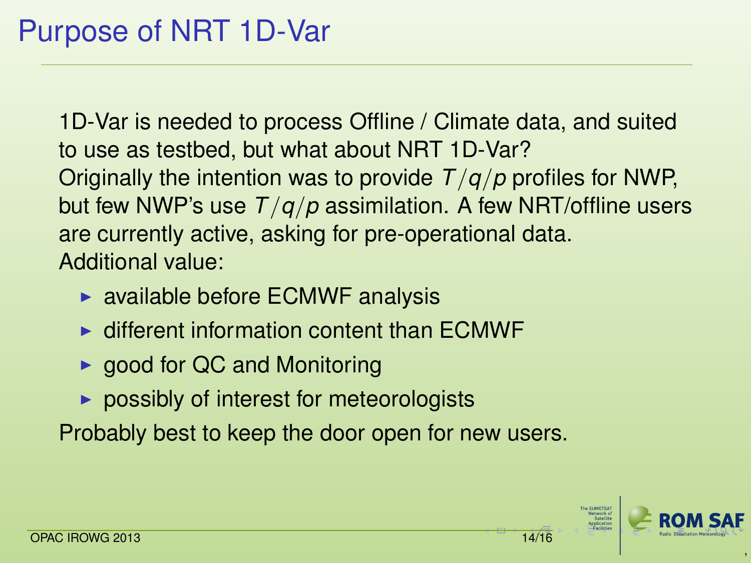# Purpose of NRT 1D-Var

1D-Var is needed to process Offline / Climate data, and suited to use as testbed, but what about NRT 1D-Var?

Originally the intention was to provide $T/q/p$ profiles for NWP, but few NWP's use $T/q/p$ assimilation. A few NRT/offline users are currently active, asking for pre-operational data.

Additional value:

- available before ECMWF analysis
- different information content than ECMWF
- good for QC and Monitoring
- possibly of interest for meteorologists

Probably best to keep the door open for new users.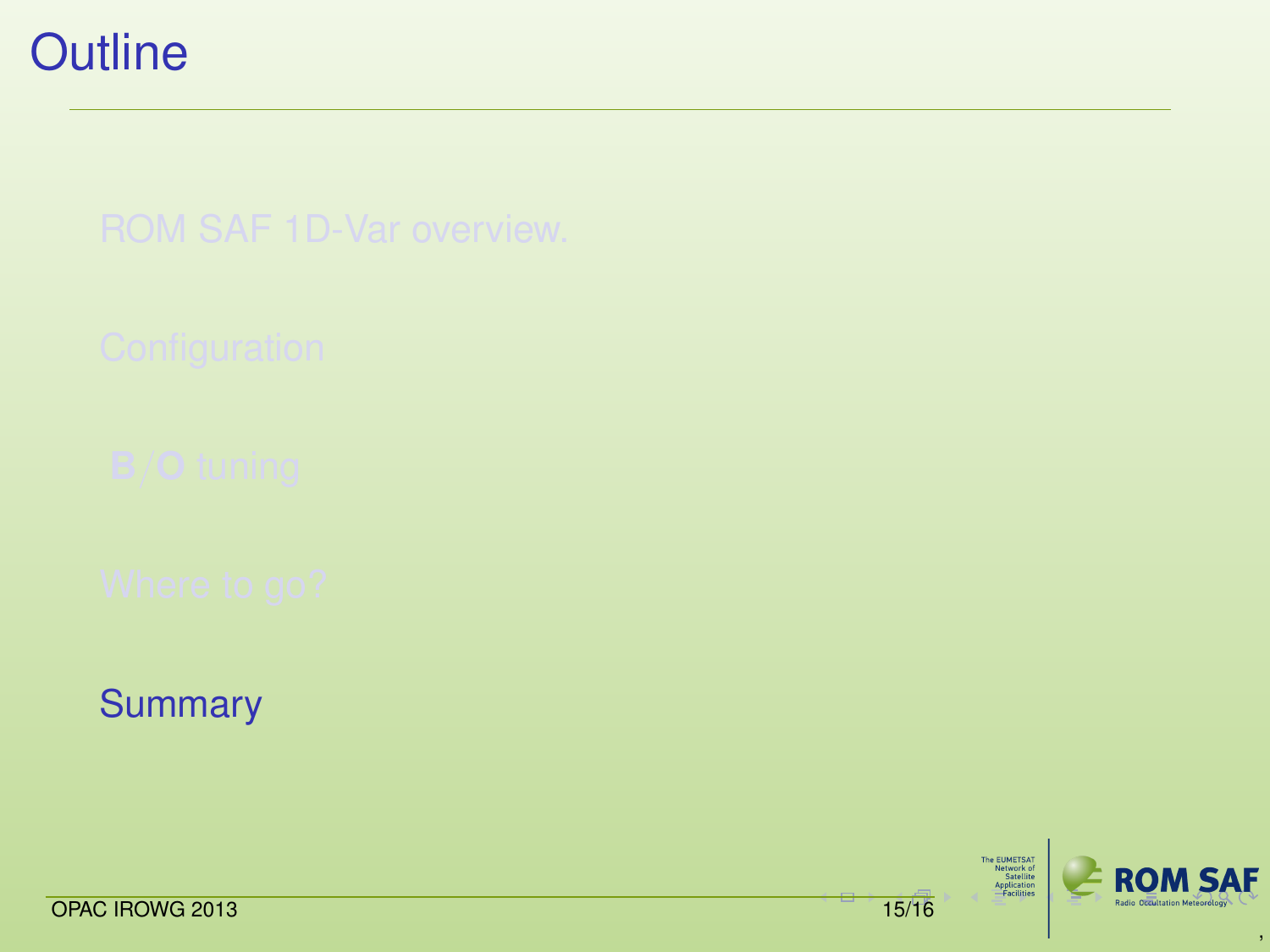# Outline

ROM SAF 1D-Var overview.

Configuration

**B**/**O** tuning

Where to go?

Summary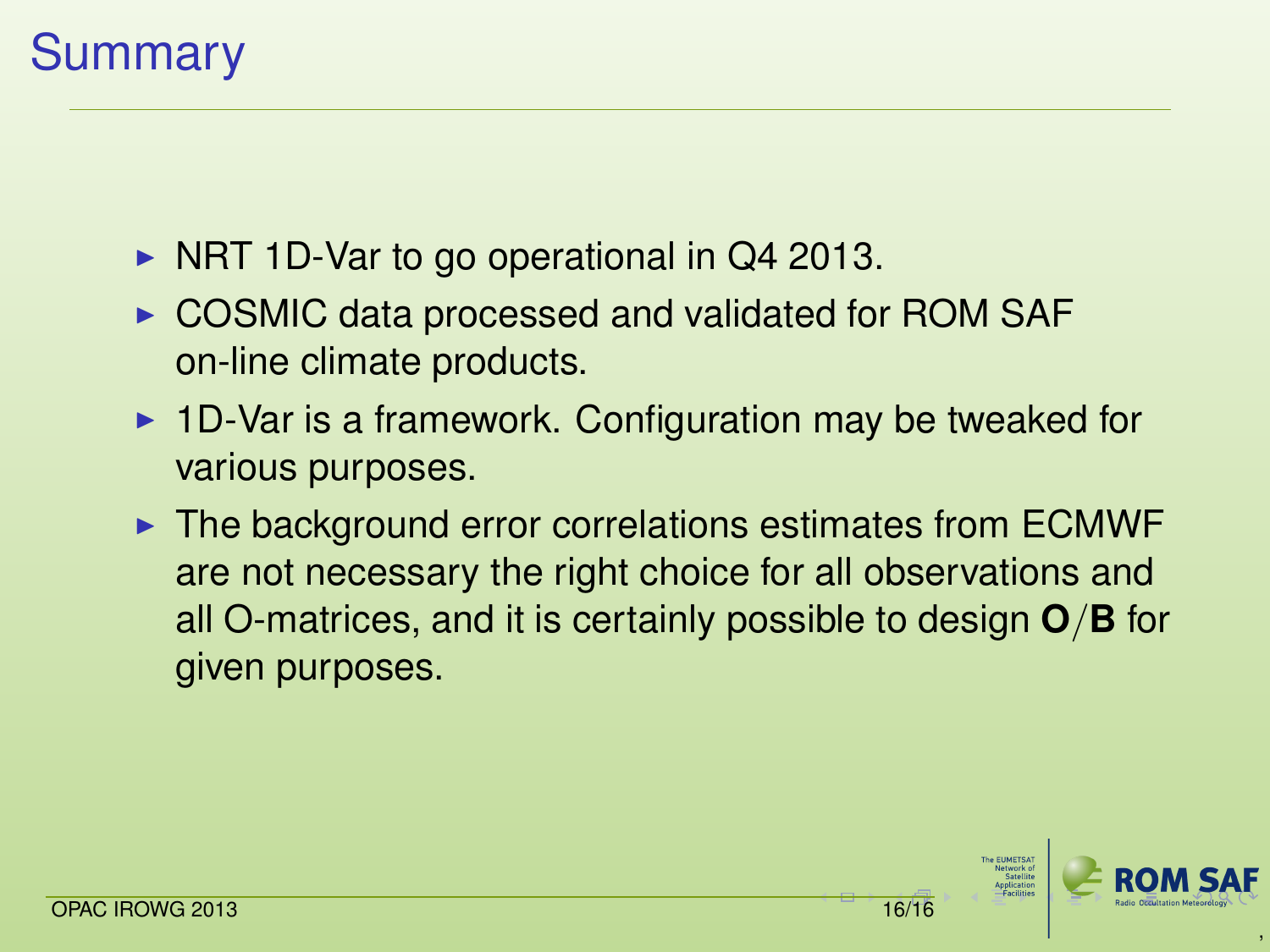# Summary

- NRT 1D-Var to go operational in Q4 2013.
- COSMIC data processed and validated for ROM SAF on-line climate products.
- 1D-Var is a framework. Configuration may be tweaked for various purposes.
- The background error correlations estimates from ECMWF are not necessary the right choice for all observations and all O-matrices, and it is certainly possible to design $\mathbf{O}/\mathbf{B}$ for given purposes.